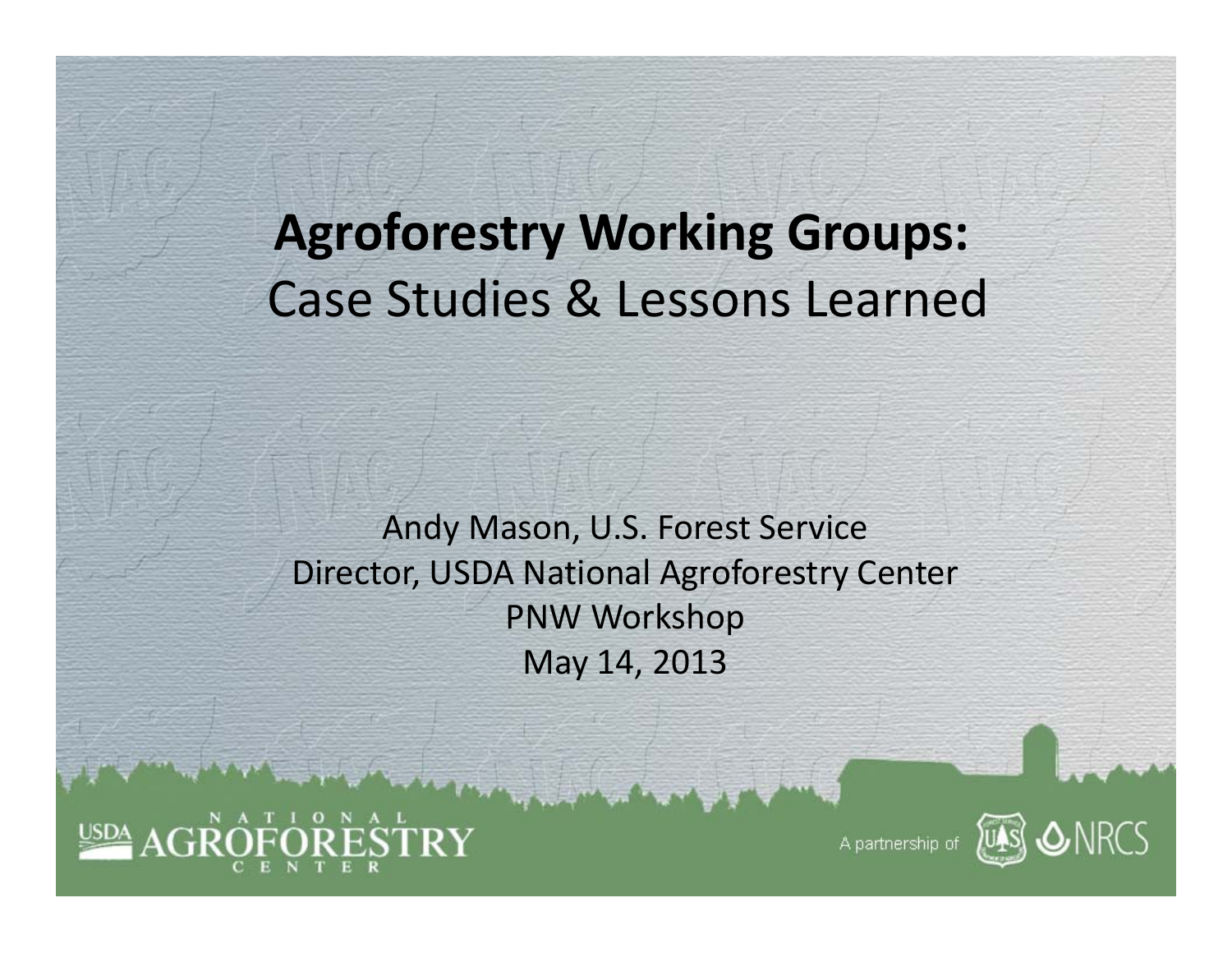# **Agroforestry Working Groups:** Case Studies & Lessons Learned

Andy Mason, U.S. Forest Service
Director, USDA National Agroforestry Center
PNW Workshop
May 14, 2013

USDA NATIONAL AGROFORESTRY CENTER

A partnership of USFS NRCS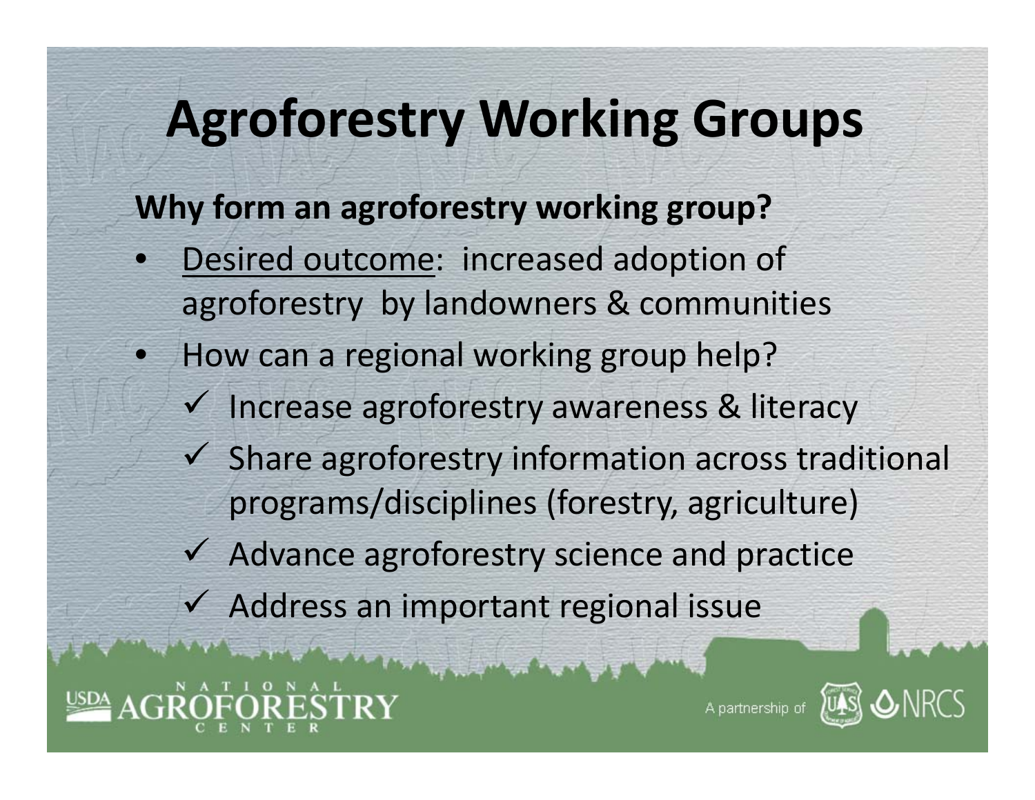# Agroforestry Working Groups

**Why form an agroforestry working group?**

- Desired outcome: increased adoption of agroforestry by landowners & communities
- How can a regional working group help?
  - ✓ Increase agroforestry awareness & literacy
  - ✓ Share agroforestry information across traditional programs/disciplines (forestry, agriculture)
  - ✓ Advance agroforestry science and practice
  - ✓ Address an important regional issue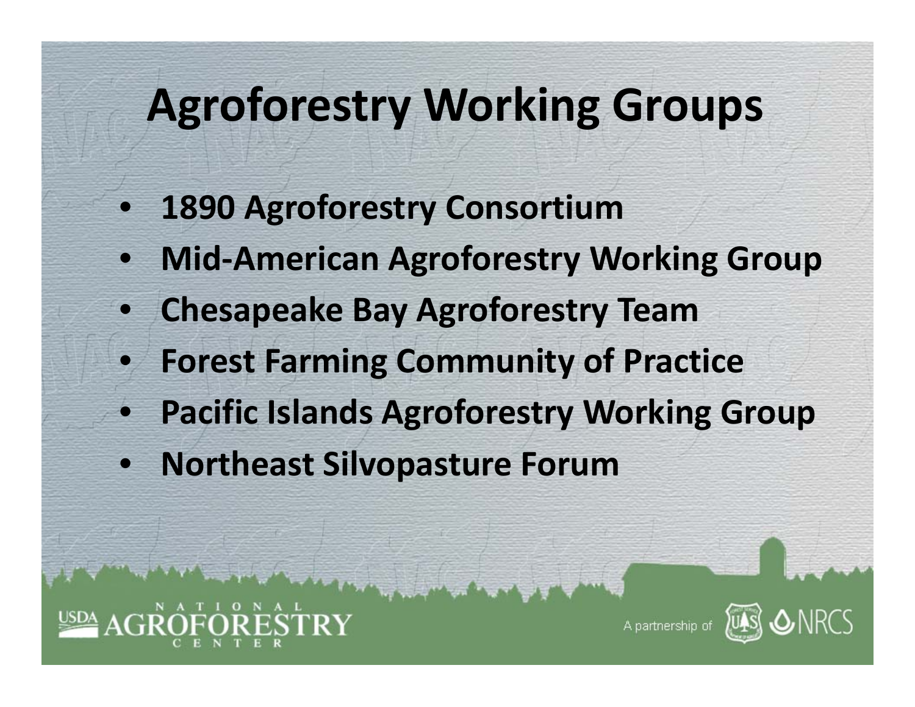# Agroforestry Working Groups

- **1890 Agroforestry Consortium**
- **Mid-American Agroforestry Working Group**
- **Chesapeake Bay Agroforestry Team**
- **Forest Farming Community of Practice**
- **Pacific Islands Agroforestry Working Group**
- **Northeast Silvopasture Forum**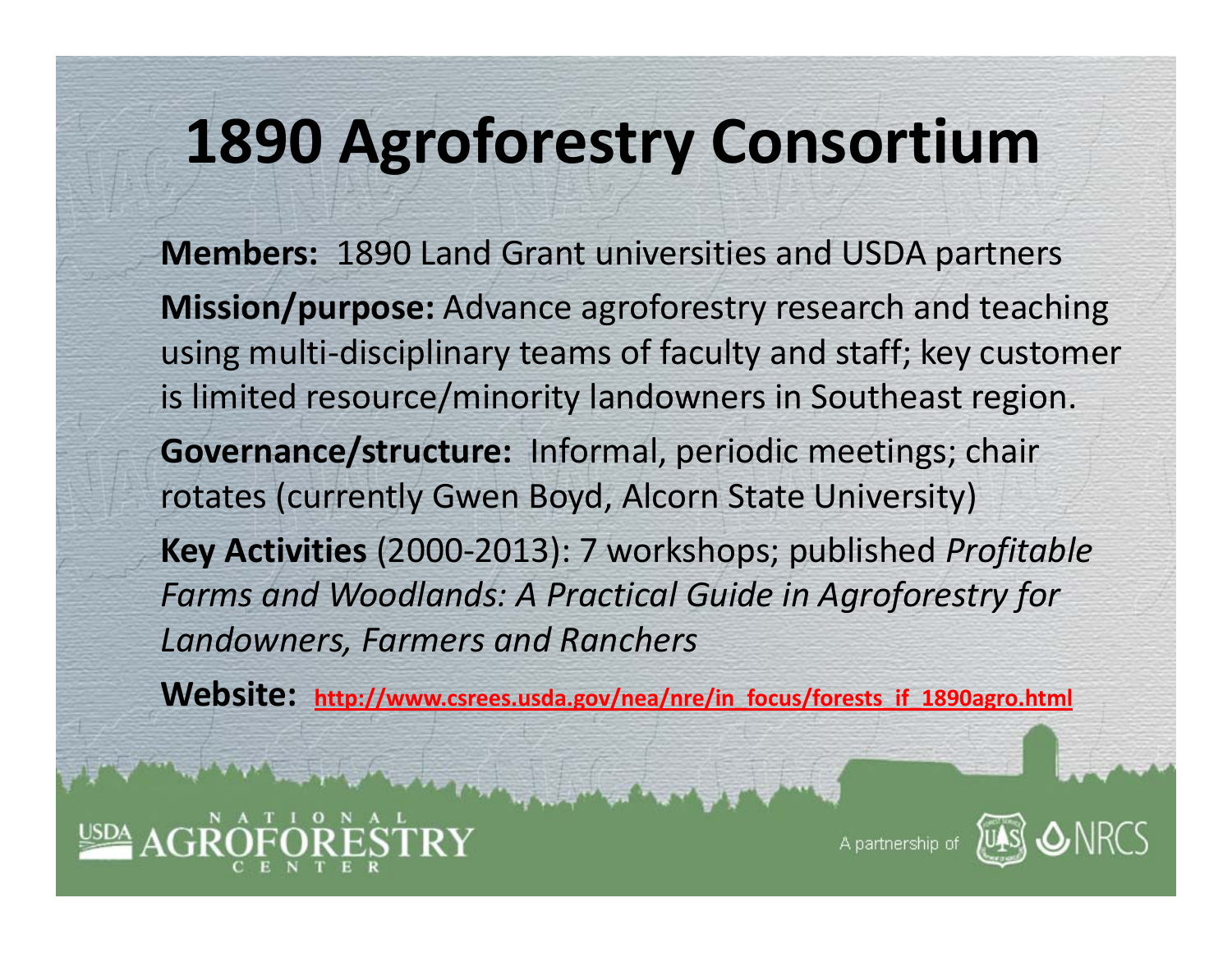# 1890 Agroforestry Consortium

**Members:** 1890 Land Grant universities and USDA partners

**Mission/purpose:** Advance agroforestry research and teaching using multi-disciplinary teams of faculty and staff; key customer is limited resource/minority landowners in Southeast region.

**Governance/structure:** Informal, periodic meetings; chair rotates (currently Gwen Boyd, Alcorn State University)

**Key Activities** (2000-2013): 7 workshops; published *Profitable Farms and Woodlands: A Practical Guide in Agroforestry for Landowners, Farmers and Ranchers*

**Website:** http://www.csrees.usda.gov/nea/nre/in_focus/forests_if_1890agro.html

USDA NATIONAL AGROFORESTRY CENTER

A partnership of USFS NRCS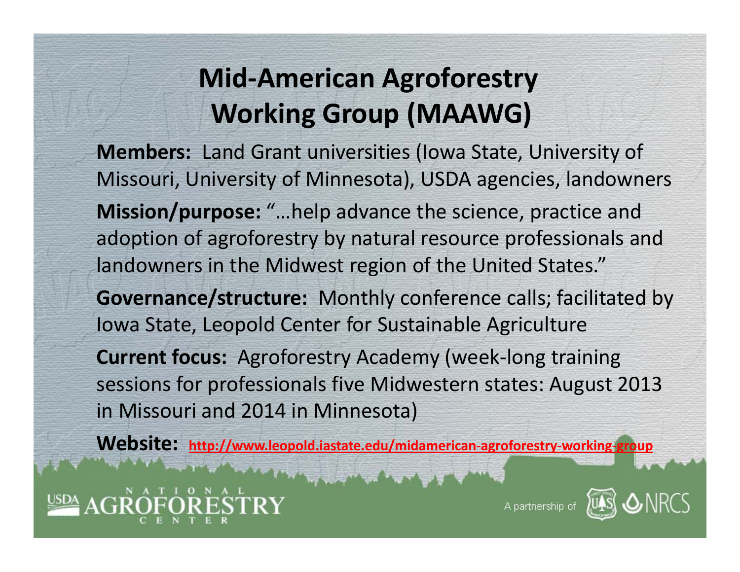# Mid-American Agroforestry Working Group (MAAWG)

**Members:** Land Grant universities (Iowa State, University of Missouri, University of Minnesota), USDA agencies, landowners

**Mission/purpose:** "…help advance the science, practice and adoption of agroforestry by natural resource professionals and landowners in the Midwest region of the United States."

**Governance/structure:** Monthly conference calls; facilitated by Iowa State, Leopold Center for Sustainable Agriculture

**Current focus:** Agroforestry Academy (week-long training sessions for professionals five Midwestern states: August 2013 in Missouri and 2014 in Minnesota)

**Website:** http://www.leopold.iastate.edu/midamerican-agroforestry-working-group

USDA NATIONAL AGROFORESTRY CENTER

A partnership of USFS NRCS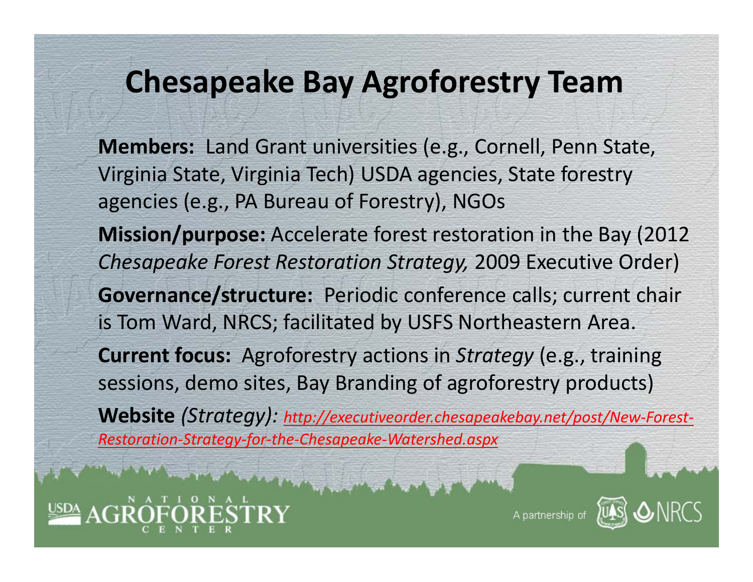# Chesapeake Bay Agroforestry Team

**Members:** Land Grant universities (e.g., Cornell, Penn State, Virginia State, Virginia Tech) USDA agencies, State forestry agencies (e.g., PA Bureau of Forestry), NGOs

**Mission/purpose:** Accelerate forest restoration in the Bay (2012 *Chesapeake Forest Restoration Strategy,* 2009 Executive Order)

**Governance/structure:** Periodic conference calls; current chair is Tom Ward, NRCS; facilitated by USFS Northeastern Area.

**Current focus:** Agroforestry actions in *Strategy* (e.g., training sessions, demo sites, Bay Branding of agroforestry products)

**Website** *(Strategy):* *http://executiveorder.chesapeakebay.net/post/New-Forest-Restoration-Strategy-for-the-Chesapeake-Watershed.aspx*

USDA NATIONAL AGROFORESTRY CENTER

A partnership of USFS NRCS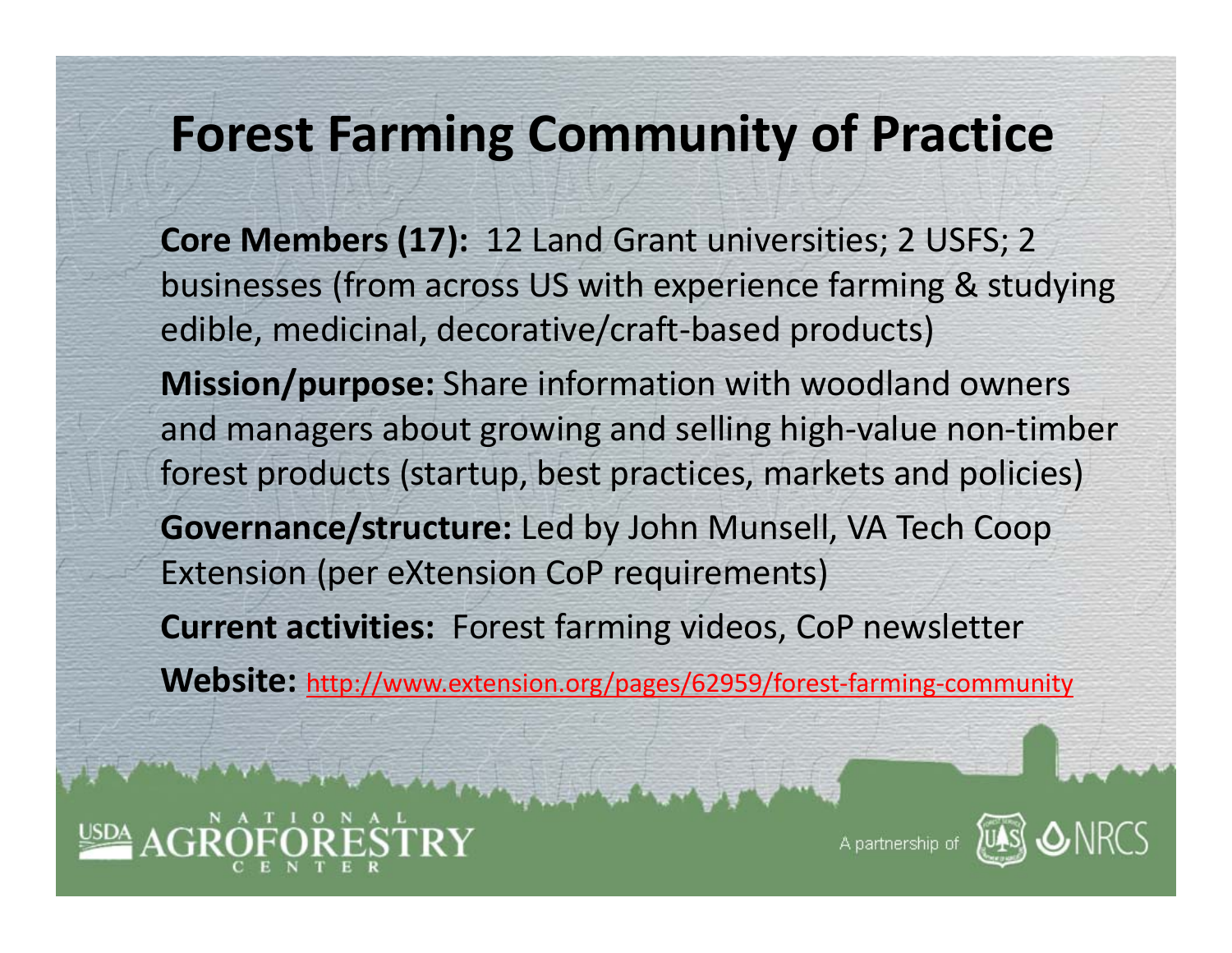# Forest Farming Community of Practice

**Core Members (17):** 12 Land Grant universities; 2 USFS; 2 businesses (from across US with experience farming & studying edible, medicinal, decorative/craft-based products)

**Mission/purpose:** Share information with woodland owners and managers about growing and selling high-value non-timber forest products (startup, best practices, markets and policies)

**Governance/structure:** Led by John Munsell, VA Tech Coop Extension (per eXtension CoP requirements)

**Current activities:** Forest farming videos, CoP newsletter

**Website:** http://www.extension.org/pages/62959/forest-farming-community

USDA NATIONAL AGROFORESTRY CENTER

A partnership of USFS NRCS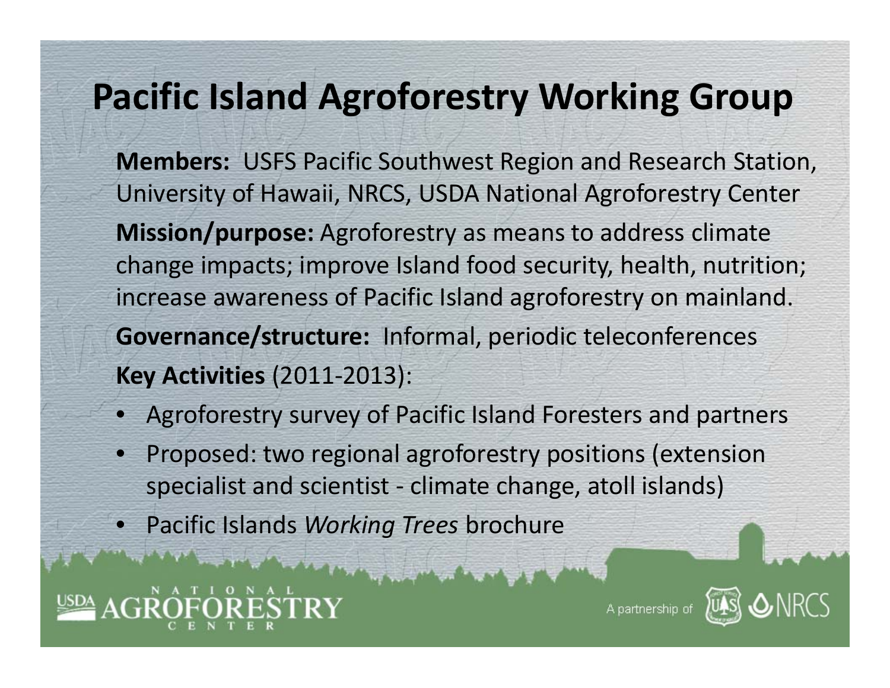# Pacific Island Agroforestry Working Group

**Members:** USFS Pacific Southwest Region and Research Station, University of Hawaii, NRCS, USDA National Agroforestry Center

**Mission/purpose:** Agroforestry as means to address climate change impacts; improve Island food security, health, nutrition; increase awareness of Pacific Island agroforestry on mainland.

**Governance/structure:** Informal, periodic teleconferences

**Key Activities** (2011-2013):

- Agroforestry survey of Pacific Island Foresters and partners
- Proposed: two regional agroforestry positions (extension specialist and scientist - climate change, atoll islands)
- Pacific Islands *Working Trees* brochure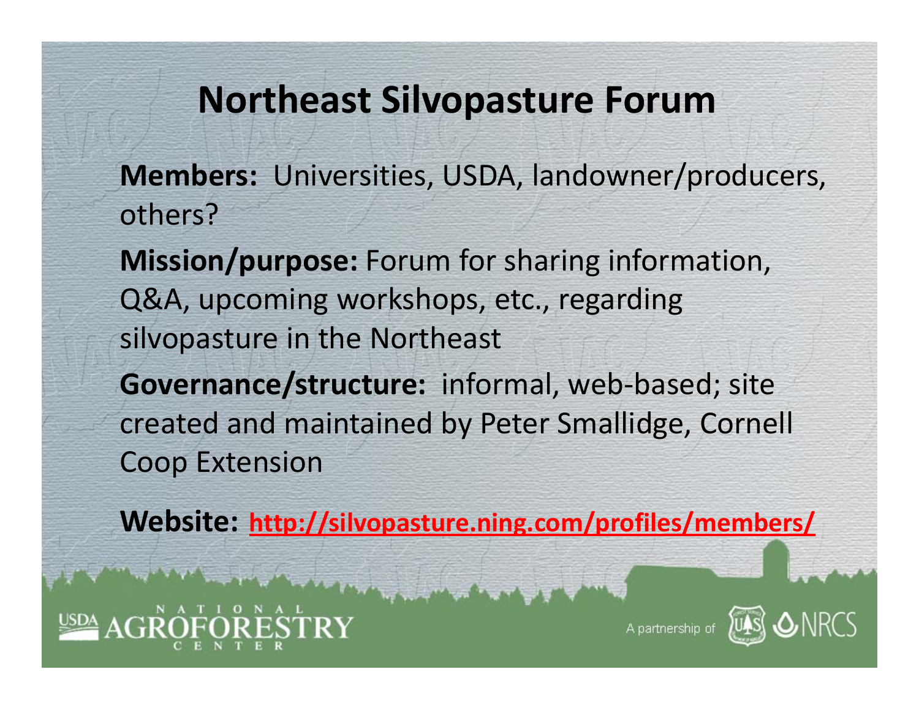# Northeast Silvopasture Forum

**Members:** Universities, USDA, landowner/producers, others?

**Mission/purpose:** Forum for sharing information, Q&A, upcoming workshops, etc., regarding silvopasture in the Northeast

**Governance/structure:** informal, web-based; site created and maintained by Peter Smallidge, Cornell Coop Extension

**Website:** http://silvopasture.ning.com/profiles/members/

USDA NATIONAL AGROFORESTRY CENTER

A partnership of USFS NRCS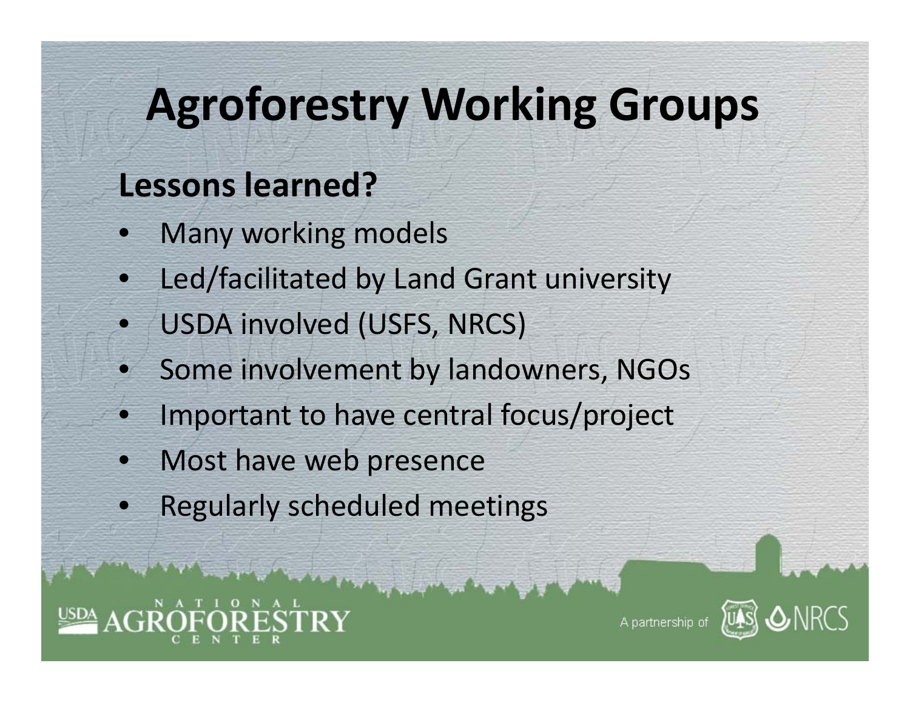# Agroforestry Working Groups

## Lessons learned?

- Many working models
- Led/facilitated by Land Grant university
- USDA involved (USFS, NRCS)
- Some involvement by landowners, NGOs
- Important to have central focus/project
- Most have web presence
- Regularly scheduled meetings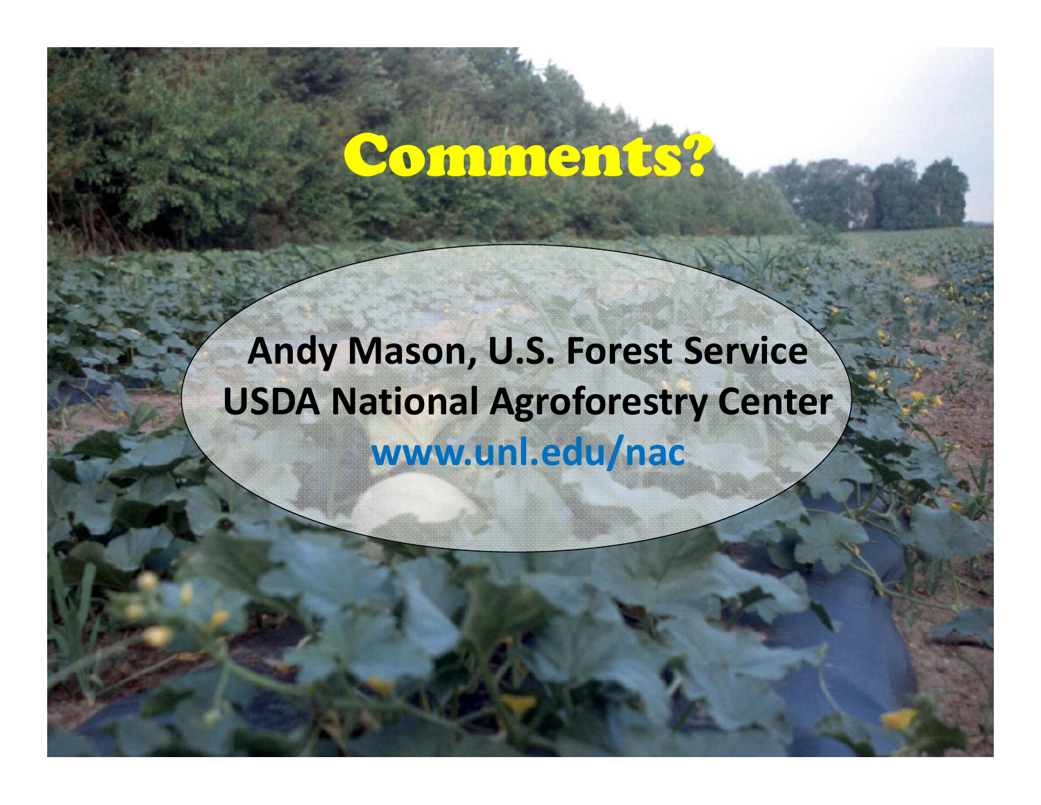# Comments?

**Andy Mason, U.S. Forest Service**
**USDA National Agroforestry Center**
**www.unl.edu/nac**